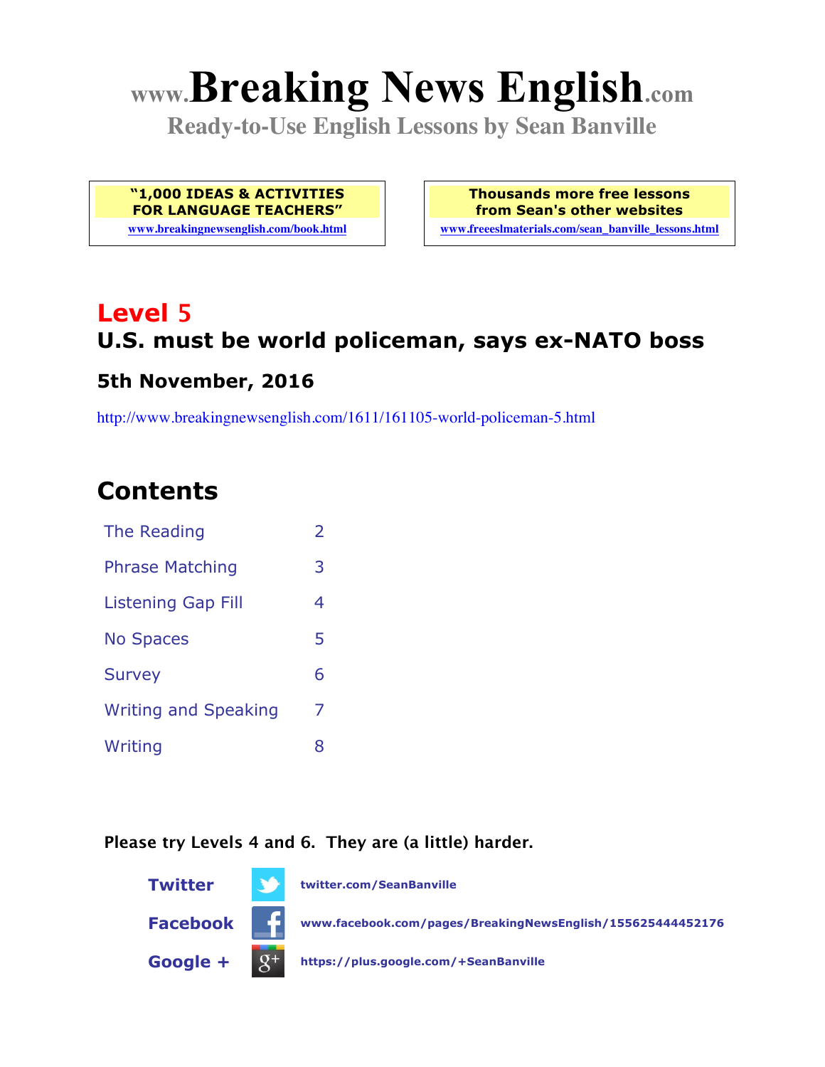# www.Breaking News English.com

**Ready-to-Use English Lessons by Sean Banville**

**"1,000 IDEAS & ACTIVITIES FOR LANGUAGE TEACHERS"**
www.breakingnewsenglish.com/book.html

**Thousands more free lessons from Sean's other websites**
www.freeeslmaterials.com/sean_banville_lessons.html

## Level 5

### U.S. must be world policeman, says ex-NATO boss

### 5th November, 2016

http://www.breakingnewsenglish.com/1611/161105-world-policeman-5.html

## Contents

| | |
|---|---|
| The Reading | 2 |
| Phrase Matching | 3 |
| Listening Gap Fill | 4 |
| No Spaces | 5 |
| Survey | 6 |
| Writing and Speaking | 7 |
| Writing | 8 |

**Please try Levels 4 and 6. They are (a little) harder.**

**Twitter** twitter.com/SeanBanville

**Facebook** www.facebook.com/pages/BreakingNewsEnglish/155625444452176

**Google +** https://plus.google.com/+SeanBanville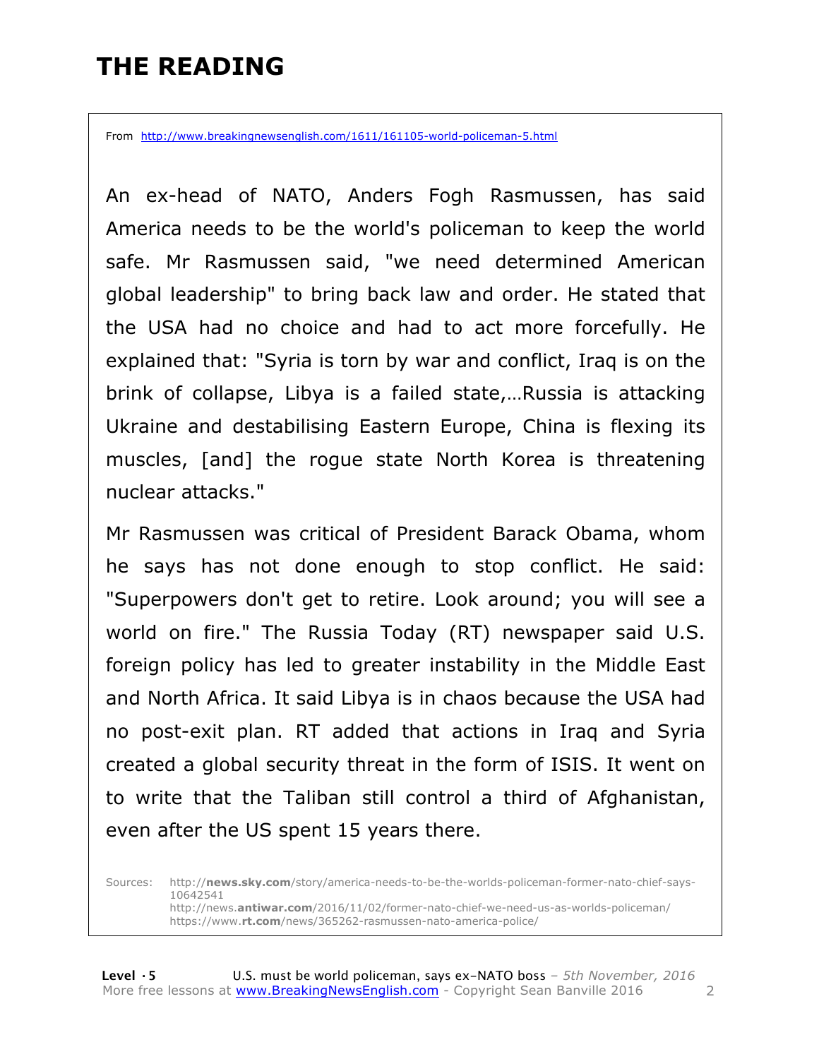# THE READING

From http://www.breakingnewsenglish.com/1611/161105-world-policeman-5.html

An ex-head of NATO, Anders Fogh Rasmussen, has said America needs to be the world's policeman to keep the world safe. Mr Rasmussen said, "we need determined American global leadership" to bring back law and order. He stated that the USA had no choice and had to act more forcefully. He explained that: "Syria is torn by war and conflict, Iraq is on the brink of collapse, Libya is a failed state,…Russia is attacking Ukraine and destabilising Eastern Europe, China is flexing its muscles, [and] the rogue state North Korea is threatening nuclear attacks."

Mr Rasmussen was critical of President Barack Obama, whom he says has not done enough to stop conflict. He said: "Superpowers don't get to retire. Look around; you will see a world on fire." The Russia Today (RT) newspaper said U.S. foreign policy has led to greater instability in the Middle East and North Africa. It said Libya is in chaos because the USA had no post-exit plan. RT added that actions in Iraq and Syria created a global security threat in the form of ISIS. It went on to write that the Taliban still control a third of Afghanistan, even after the US spent 15 years there.

Sources:
http://**news.sky.com**/story/america-needs-to-be-the-worlds-policeman-former-nato-chief-says-10642541
http://news.**antiwar.com**/2016/11/02/former-nato-chief-we-need-us-as-worlds-policeman/
https://www.**rt.com**/news/365262-rasmussen-nato-america-police/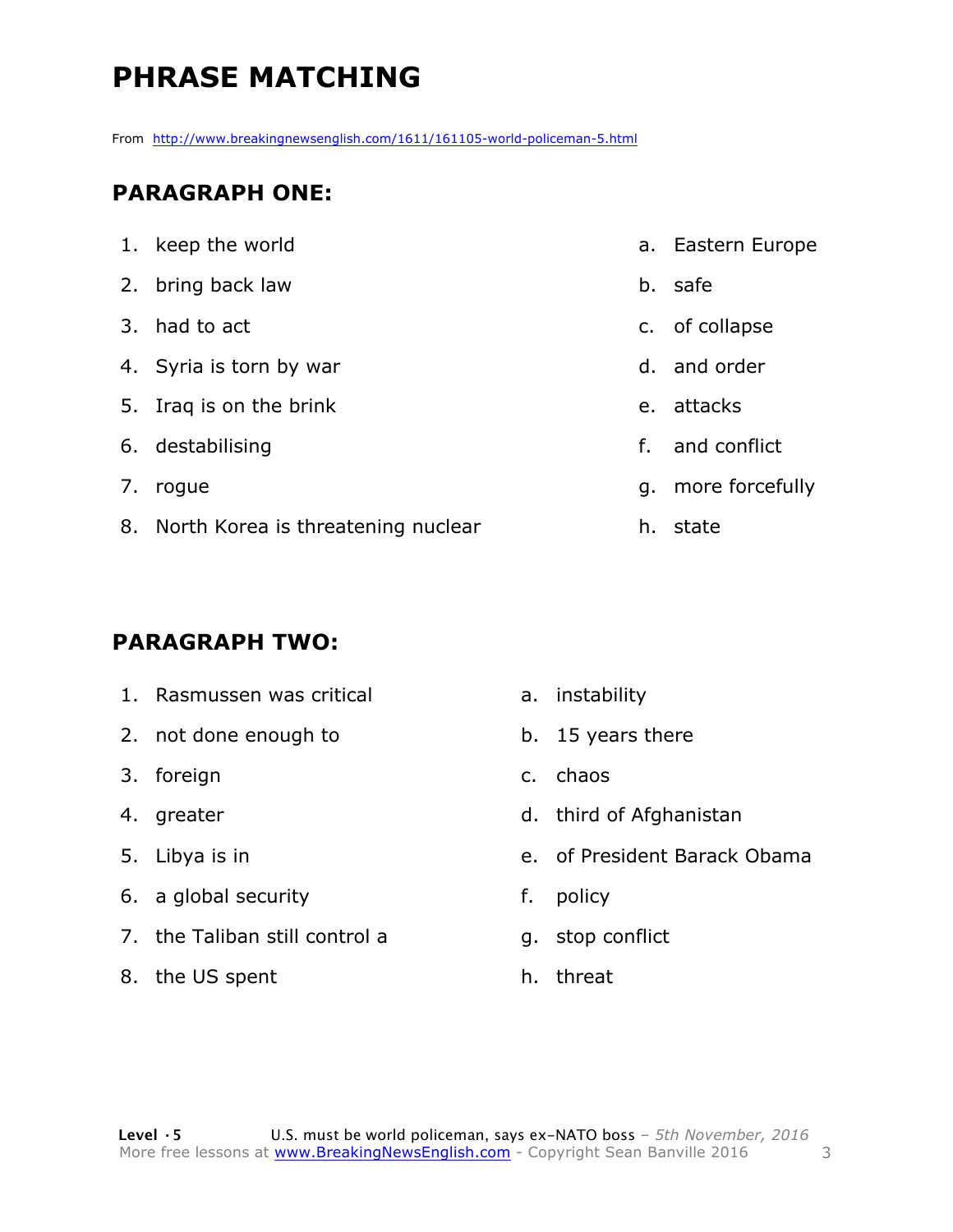# PHRASE MATCHING

From http://www.breakingnewsenglish.com/1611/161105-world-policeman-5.html

## PARAGRAPH ONE:

| | |
|---|---|
| 1. keep the world | a. Eastern Europe |
| 2. bring back law | b. safe |
| 3. had to act | c. of collapse |
| 4. Syria is torn by war | d. and order |
| 5. Iraq is on the brink | e. attacks |
| 6. destabilising | f. and conflict |
| 7. rogue | g. more forcefully |
| 8. North Korea is threatening nuclear | h. state |

## PARAGRAPH TWO:

| | |
|---|---|
| 1. Rasmussen was critical | a. instability |
| 2. not done enough to | b. 15 years there |
| 3. foreign | c. chaos |
| 4. greater | d. third of Afghanistan |
| 5. Libya is in | e. of President Barack Obama |
| 6. a global security | f. policy |
| 7. the Taliban still control a | g. stop conflict |
| 8. the US spent | h. threat |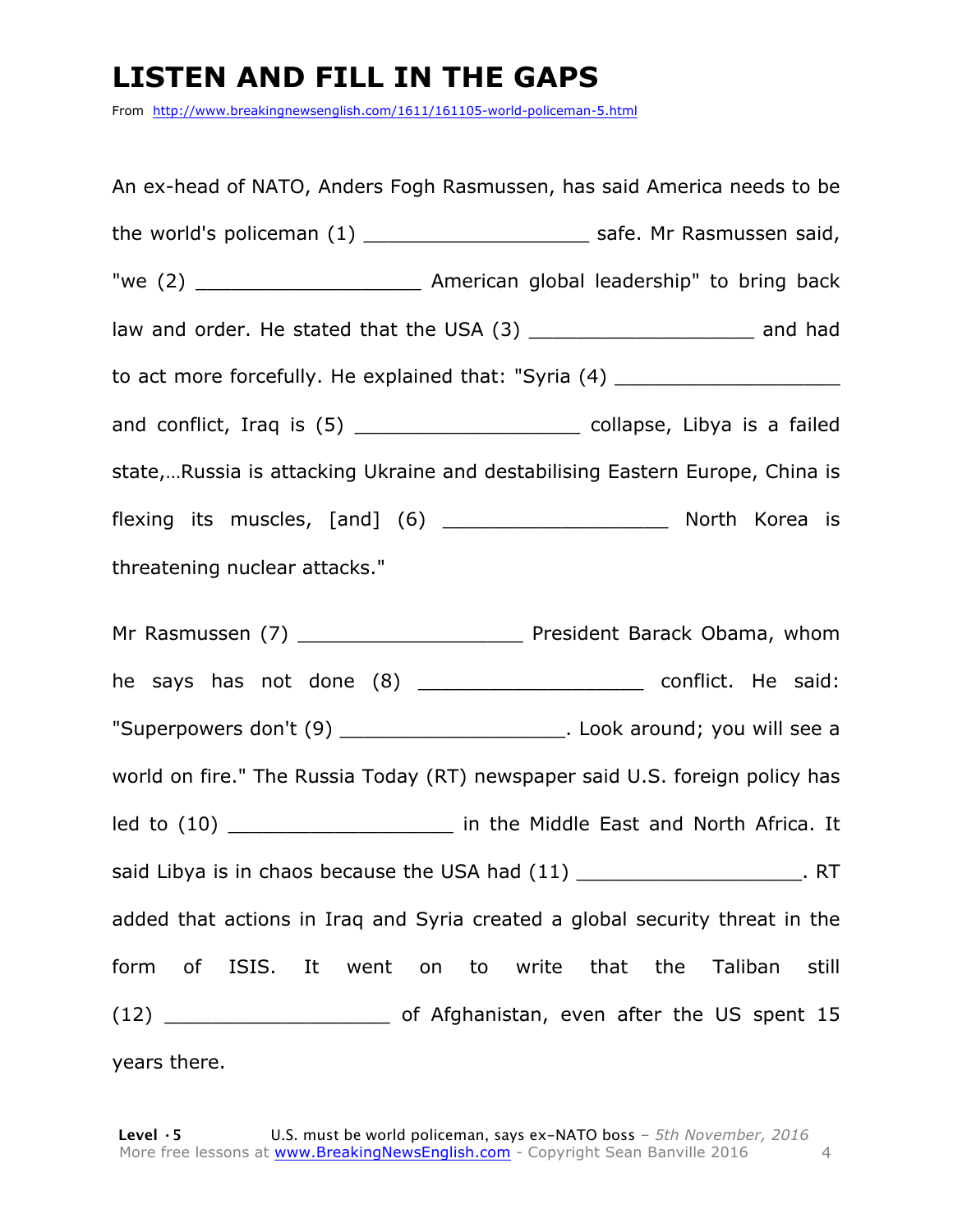# LISTEN AND FILL IN THE GAPS

From http://www.breakingnewsenglish.com/1611/161105-world-policeman-5.html

An ex-head of NATO, Anders Fogh Rasmussen, has said America needs to be the world's policeman (1) ___________________ safe. Mr Rasmussen said, "we (2) ___________________ American global leadership" to bring back law and order. He stated that the USA (3) ___________________ and had to act more forcefully. He explained that: "Syria (4) ___________________ and conflict, Iraq is (5) ___________________ collapse, Libya is a failed state,…Russia is attacking Ukraine and destabilising Eastern Europe, China is flexing its muscles, [and] (6) ___________________ North Korea is threatening nuclear attacks."

Mr Rasmussen (7) ___________________ President Barack Obama, whom he says has not done (8) ___________________ conflict. He said: "Superpowers don't (9) ___________________. Look around; you will see a world on fire." The Russia Today (RT) newspaper said U.S. foreign policy has led to (10) ___________________ in the Middle East and North Africa. It said Libya is in chaos because the USA had (11) ___________________. RT added that actions in Iraq and Syria created a global security threat in the form of ISIS. It went on to write that the Taliban still (12) ___________________ of Afghanistan, even after the US spent 15 years there.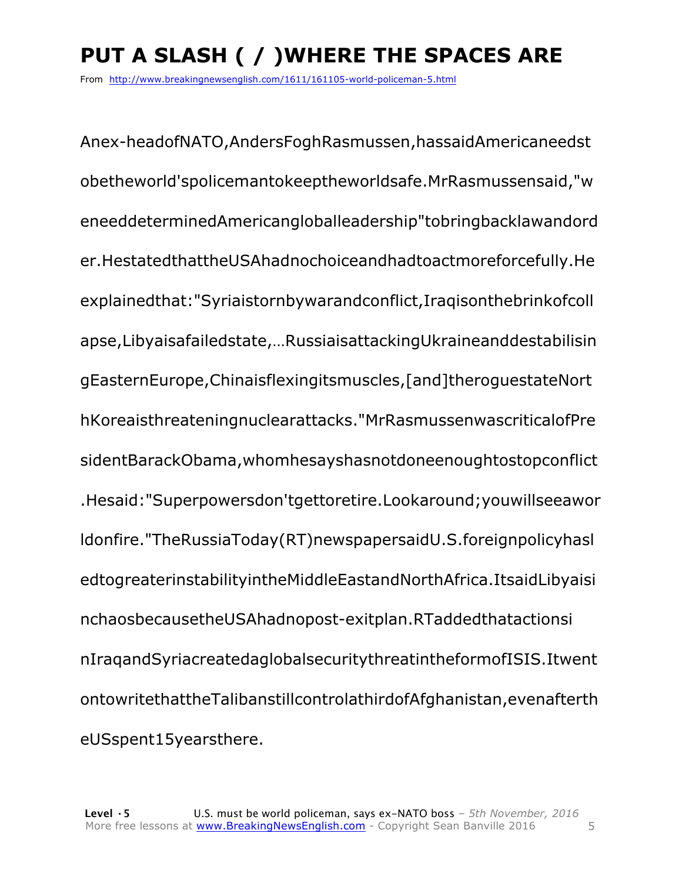# PUT A SLASH ( / )WHERE THE SPACES ARE

From http://www.breakingnewsenglish.com/1611/161105-world-policeman-5.html

Anex-headofNATO,AndersFoghRasmussen,hassaidAmericaneedst obetheworld'spolicemantokeeptheworldsafe.MrRasmussensaid,"w eneeddeterminedAmericangloballeadership"tobringbacklawandord er.HestatedthattheUSAhadnochoiceandhadtoactmoreforcefully.He explainedthat:"Syriaistornbywarandconflict,Iraqisonthebrinkofcoll apse,Libyaisafailedstate,…RussiaisattackingUkraineanddestabilisin gEasternEurope,Chinaisflexingitsmuscles,[and]theroguestateNort hKoreaisthreateningnuclearattacks."MrRasmussenwascriticalofPre sidentBarackObama,whomhesayshasnotdoneenoughtostopconflict .Hesaid:"Superpowersdon'tgettoretire.Lookaround;youwillseeawor ldonfire."TheRussiaToday(RT)newspapersaidU.S.foreignpolicyhasl edtogreaterinstabilityintheMiddleEastandNorthAfrica.ItsaidLibyaisi nchaosbecausetheUSAhadnopost-exitplan.RTaddedthatactionsi nIraqandSyriacreatedaglobalsecuritythreatintheformofISIS.Itwent ontowritethattheTalibanstillcontrolathirdofAfghanistan,evenafterth eUSspent15yearsthere.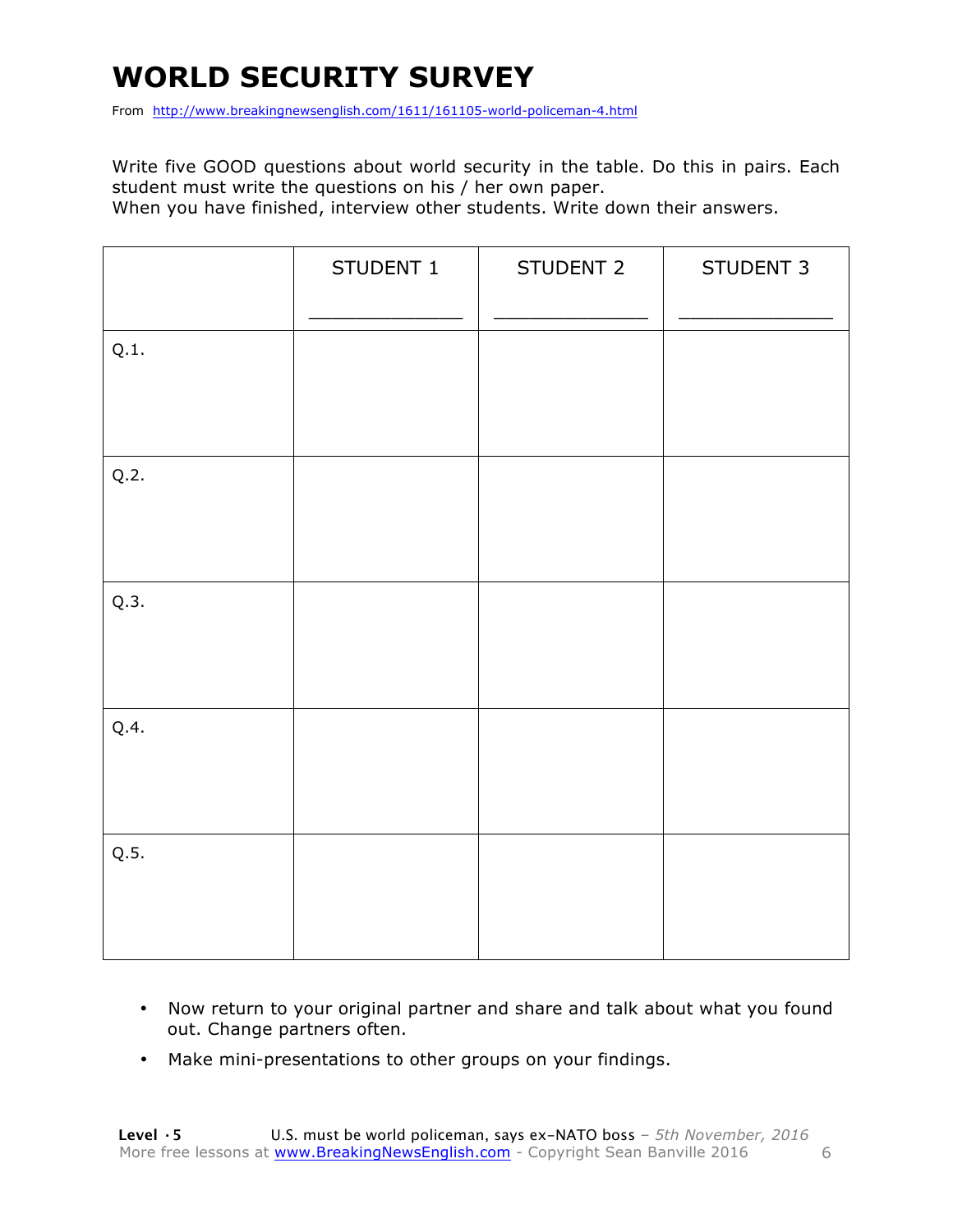# WORLD SECURITY SURVEY

From http://www.breakingnewsenglish.com/1611/161105-world-policeman-4.html

Write five GOOD questions about world security in the table. Do this in pairs. Each student must write the questions on his / her own paper.
When you have finished, interview other students. Write down their answers.

| | STUDENT 1<br>_____________ | STUDENT 2<br>_____________ | STUDENT 3<br>_____________ |
|---|---|---|---|
| Q.1. | | | |
| Q.2. | | | |
| Q.3. | | | |
| Q.4. | | | |
| Q.5. | | | |

- Now return to your original partner and share and talk about what you found out. Change partners often.
- Make mini-presentations to other groups on your findings.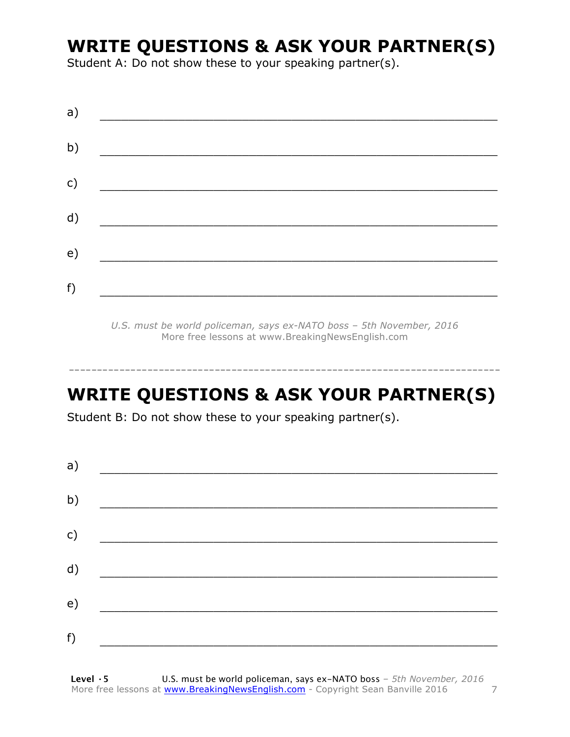## WRITE QUESTIONS & ASK YOUR PARTNER(S)

Student A: Do not show these to your speaking partner(s).

a) ________________________________________________________

b) ________________________________________________________

c) ________________________________________________________

d) ________________________________________________________

e) ________________________________________________________

f) ________________________________________________________

*U.S. must be world policeman, says ex-NATO boss – 5th November, 2016*
More free lessons at www.BreakingNewsEnglish.com

---

## WRITE QUESTIONS & ASK YOUR PARTNER(S)

Student B: Do not show these to your speaking partner(s).

a) ________________________________________________________

b) ________________________________________________________

c) ________________________________________________________

d) ________________________________________________________

e) ________________________________________________________

f) ________________________________________________________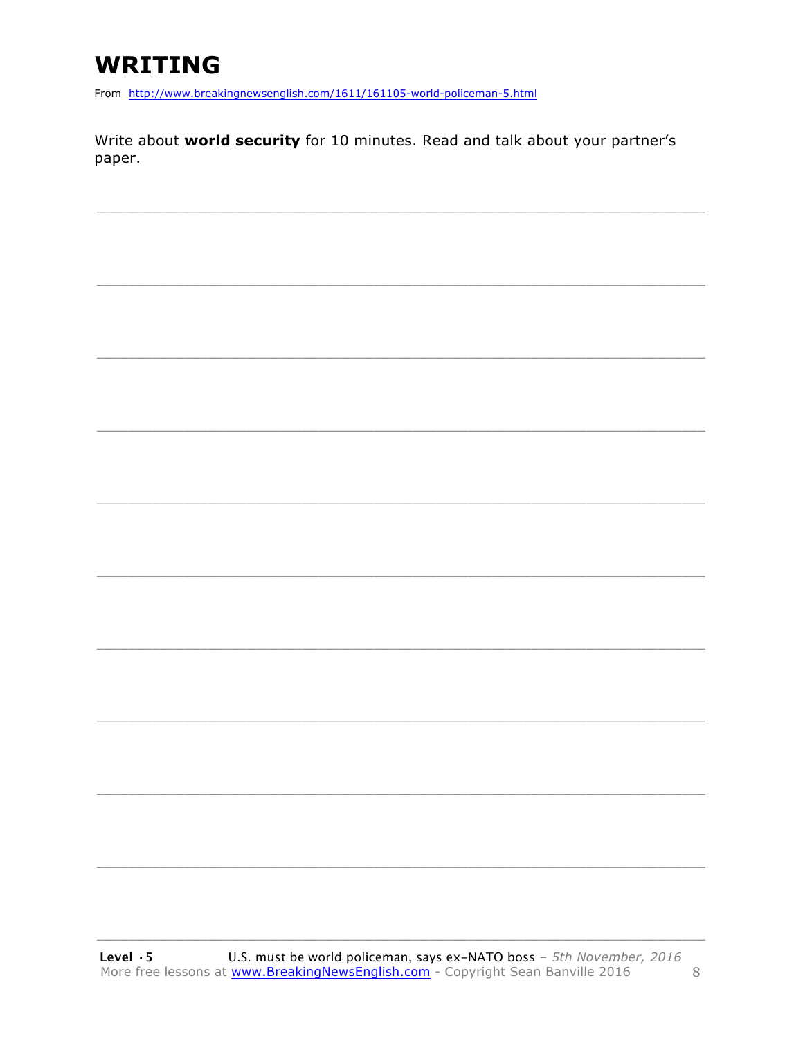# WRITING

From http://www.breakingnewsenglish.com/1611/161105-world-policeman-5.html

Write about **world security** for 10 minutes. Read and talk about your partner's paper.

___________________________________________________________________________

___________________________________________________________________________

___________________________________________________________________________

___________________________________________________________________________

___________________________________________________________________________

___________________________________________________________________________

___________________________________________________________________________

___________________________________________________________________________

___________________________________________________________________________

___________________________________________________________________________

___________________________________________________________________________